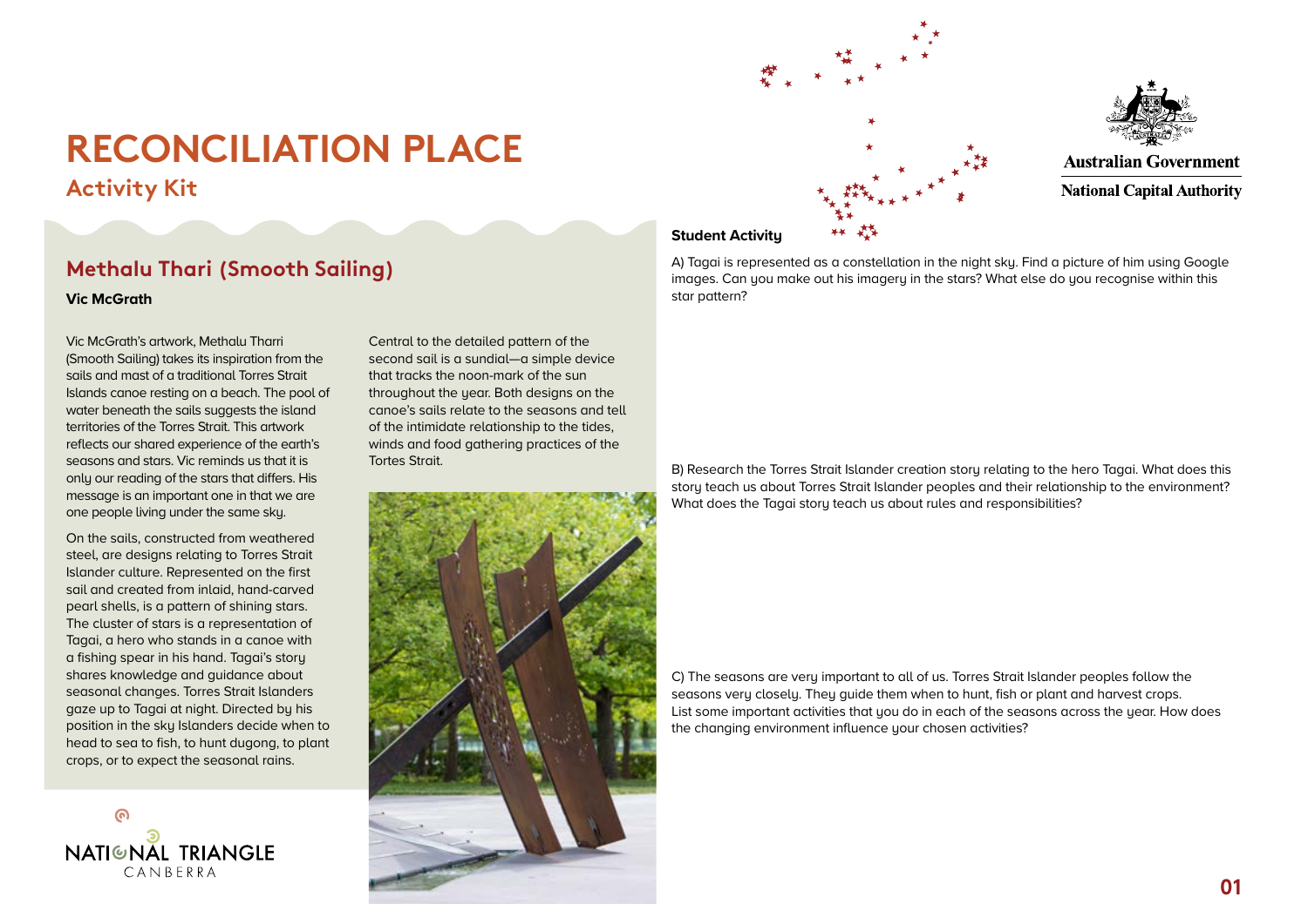# RECONCILIATION PLACE

## Activity Kit

Australian Government

National Capital Authority

## Methalu Thari (Smooth Sailing)

**Vic McGrath**

Vic McGrath's artwork, Methalu Tharri (Smooth Sailing) takes its inspiration from the sails and mast of a traditional Torres Strait Islands canoe resting on a beach. The pool of water beneath the sails suggests the island territories of the Torres Strait. This artwork reflects our shared experience of the earth's seasons and stars. Vic reminds us that it is only our reading of the stars that differs. His message is an important one in that we are one people living under the same sky.

On the sails, constructed from weathered steel, are designs relating to Torres Strait Islander culture. Represented on the first sail and created from inlaid, hand-carved pearl shells, is a pattern of shining stars. The cluster of stars is a representation of Tagai, a hero who stands in a canoe with a fishing spear in his hand. Tagai's story shares knowledge and guidance about seasonal changes. Torres Strait Islanders gaze up to Tagai at night. Directed by his position in the sky Islanders decide when to head to sea to fish, to hunt dugong, to plant crops, or to expect the seasonal rains.

Central to the detailed pattern of the second sail is a sundial—a simple device that tracks the noon-mark of the sun throughout the year. Both designs on the canoe's sails relate to the seasons and tell of the intimidate relationship to the tides, winds and food gathering practices of the Tortes Strait.

NATIONAL TRIANGLE CANBERRA

**Student Activity**

A) Tagai is represented as a constellation in the night sky. Find a picture of him using Google images. Can you make out his imagery in the stars? What else do you recognise within this star pattern?

B) Research the Torres Strait Islander creation story relating to the hero Tagai. What does this story teach us about Torres Strait Islander peoples and their relationship to the environment? What does the Tagai story teach us about rules and responsibilities?

C) The seasons are very important to all of us. Torres Strait Islander peoples follow the seasons very closely. They guide them when to hunt, fish or plant and harvest crops. List some important activities that you do in each of the seasons across the year. How does the changing environment influence your chosen activities?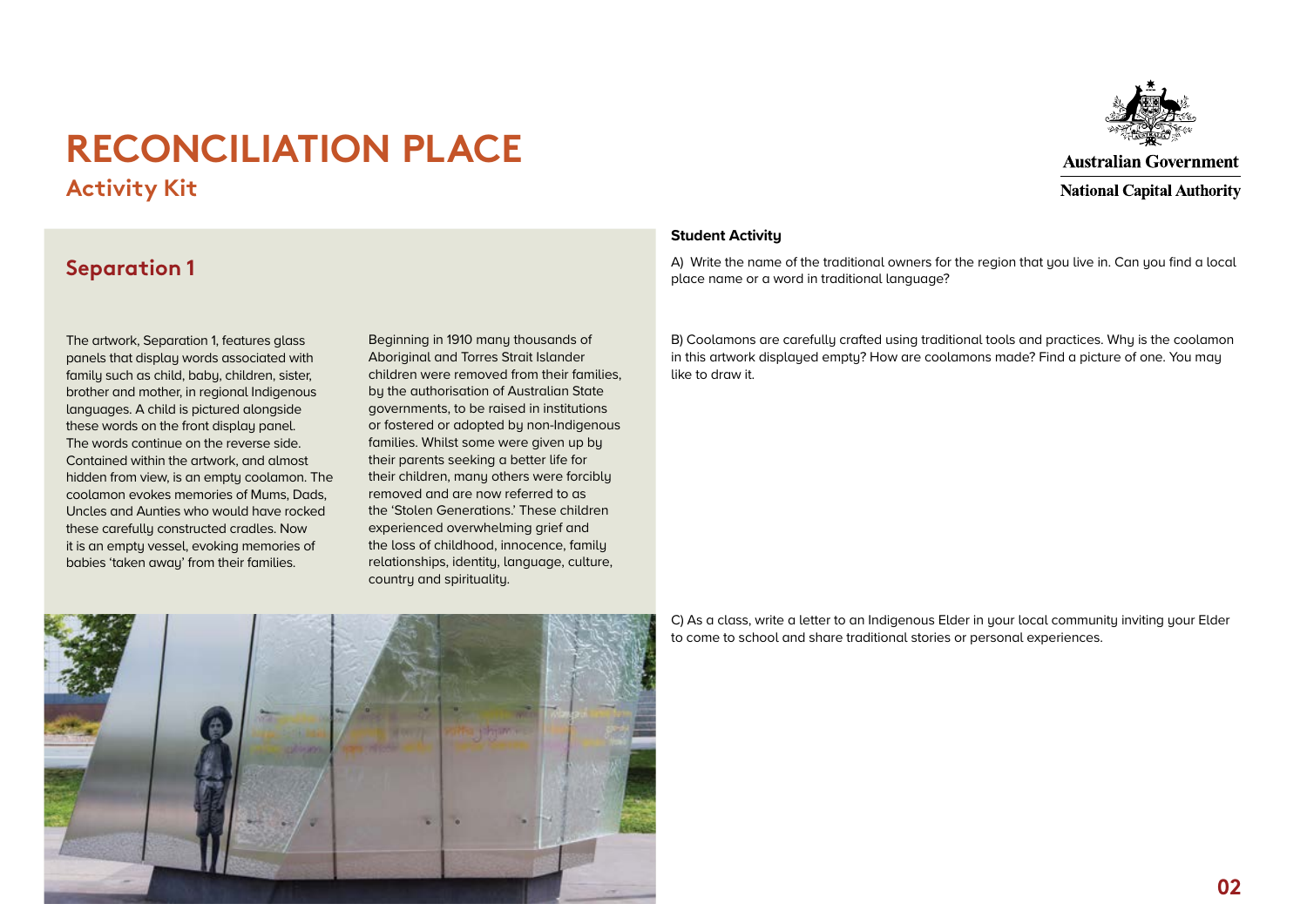# RECONCILIATION PLACE

## Activity Kit

Australian Government
National Capital Authority

## Separation 1

The artwork, Separation 1, features glass panels that display words associated with family such as child, baby, children, sister, brother and mother, in regional Indigenous languages. A child is pictured alongside these words on the front display panel. The words continue on the reverse side. Contained within the artwork, and almost hidden from view, is an empty coolamon. The coolamon evokes memories of Mums, Dads, Uncles and Aunties who would have rocked these carefully constructed cradles. Now it is an empty vessel, evoking memories of babies 'taken away' from their families.

Beginning in 1910 many thousands of Aboriginal and Torres Strait Islander children were removed from their families, by the authorisation of Australian State governments, to be raised in institutions or fostered or adopted by non-Indigenous families. Whilst some were given up by their parents seeking a better life for their children, many others were forcibly removed and are now referred to as the 'Stolen Generations.' These children experienced overwhelming grief and the loss of childhood, innocence, family relationships, identity, language, culture, country and spirituality.

**Student Activity**

A) Write the name of the traditional owners for the region that you live in. Can you find a local place name or a word in traditional language?

B) Coolamons are carefully crafted using traditional tools and practices. Why is the coolamon in this artwork displayed empty? How are coolamons made? Find a picture of one. You may like to draw it.

C) As a class, write a letter to an Indigenous Elder in your local community inviting your Elder to come to school and share traditional stories or personal experiences.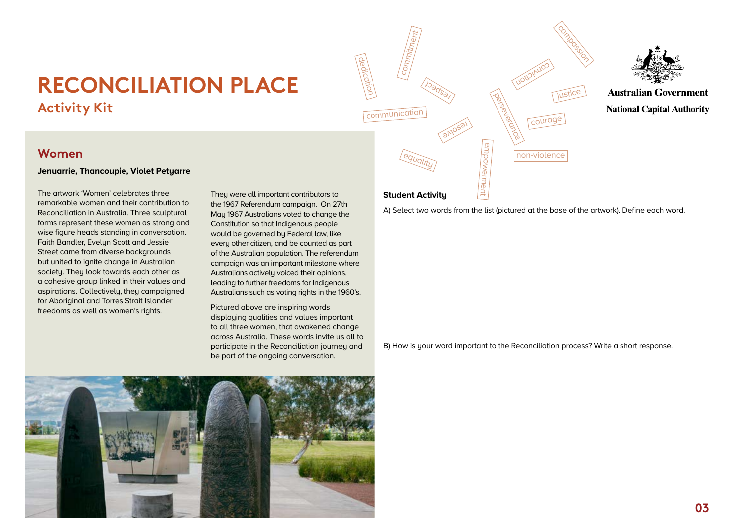# RECONCILIATION PLACE

## Activity Kit

## Women

**Jenuarrie, Thancoupie, Violet Petyarre**

The artwork 'Women' celebrates three remarkable women and their contribution to Reconciliation in Australia. Three sculptural forms represent these women as strong and wise figure heads standing in conversation. Faith Bandler, Evelyn Scott and Jessie Street came from diverse backgrounds but united to ignite change in Australian society. They look towards each other as a cohesive group linked in their values and aspirations. Collectively, they campaigned for Aboriginal and Torres Strait Islander freedoms as well as women's rights.

They were all important contributors to the 1967 Referendum campaign. On 27th May 1967 Australians voted to change the Constitution so that Indigenous people would be governed by Federal law, like every other citizen, and be counted as part of the Australian population. The referendum campaign was an important milestone where Australians actively voiced their opinions, leading to further freedoms for Indigenous Australians such as voting rights in the 1960's.

Pictured above are inspiring words displaying qualities and values important to all three women, that awakened change across Australia. These words invite us all to participate in the Reconciliation journey and be part of the ongoing conversation.

dedication, commitment, respect, communication, resolve, equality, empowerment, perseverance, conviction, compassion, justice, courage, non-violence

### Student Activity

A) Select two words from the list (pictured at the base of the artwork). Define each word.

B) How is your word important to the Reconciliation process? Write a short response.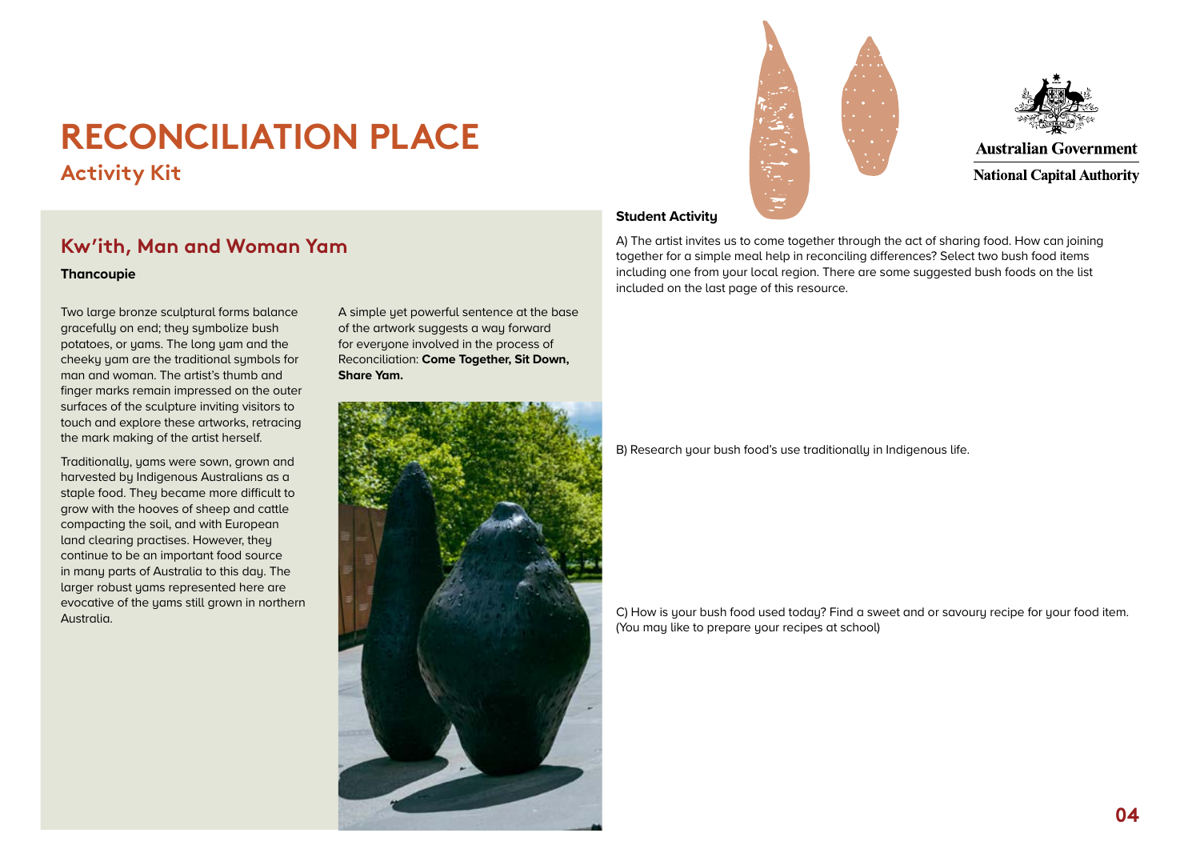# RECONCILIATION PLACE

## Activity Kit

Australian Government
National Capital Authority

## Kw'ith, Man and Woman Yam

**Thancoupie**

Two large bronze sculptural forms balance gracefully on end; they symbolize bush potatoes, or yams. The long yam and the cheeky yam are the traditional symbols for man and woman. The artist's thumb and finger marks remain impressed on the outer surfaces of the sculpture inviting visitors to touch and explore these artworks, retracing the mark making of the artist herself.

Traditionally, yams were sown, grown and harvested by Indigenous Australians as a staple food. They became more difficult to grow with the hooves of sheep and cattle compacting the soil, and with European land clearing practises. However, they continue to be an important food source in many parts of Australia to this day. The larger robust yams represented here are evocative of the yams still grown in northern Australia.

A simple yet powerful sentence at the base of the artwork suggests a way forward for everyone involved in the process of Reconciliation: **Come Together, Sit Down, Share Yam.**

**Student Activity**

A) The artist invites us to come together through the act of sharing food. How can joining together for a simple meal help in reconciling differences? Select two bush food items including one from your local region. There are some suggested bush foods on the list included on the last page of this resource.

B) Research your bush food's use traditionally in Indigenous life.

C) How is your bush food used today? Find a sweet and or savoury recipe for your food item. (You may like to prepare your recipes at school)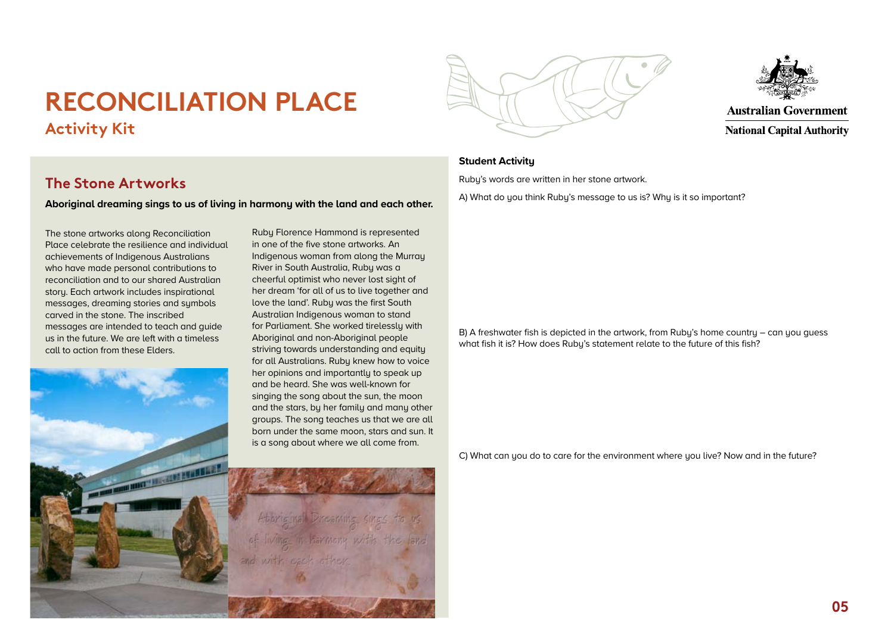# RECONCILIATION PLACE

## Activity Kit

## The Stone Artworks

**Aboriginal dreaming sings to us of living in harmony with the land and each other.**

The stone artworks along Reconciliation Place celebrate the resilience and individual achievements of Indigenous Australians who have made personal contributions to reconciliation and to our shared Australian story. Each artwork includes inspirational messages, dreaming stories and symbols carved in the stone. The inscribed messages are intended to teach and guide us in the future. We are left with a timeless call to action from these Elders.

Ruby Florence Hammond is represented in one of the five stone artworks. An Indigenous woman from along the Murray River in South Australia, Ruby was a cheerful optimist who never lost sight of her dream 'for all of us to live together and love the land'. Ruby was the first South Australian Indigenous woman to stand for Parliament. She worked tirelessly with Aboriginal and non-Aboriginal people striving towards understanding and equity for all Australians. Ruby knew how to voice her opinions and importantly to speak up and be heard. She was well-known for singing the song about the sun, the moon and the stars, by her family and many other groups. The song teaches us that we are all born under the same moon, stars and sun. It is a song about where we all come from.

**Student Activity**

Ruby's words are written in her stone artwork.

A) What do you think Ruby's message to us is? Why is it so important?

B) A freshwater fish is depicted in the artwork, from Ruby's home country – can you guess what fish it is? How does Ruby's statement relate to the future of this fish?

C) What can you do to care for the environment where you live? Now and in the future?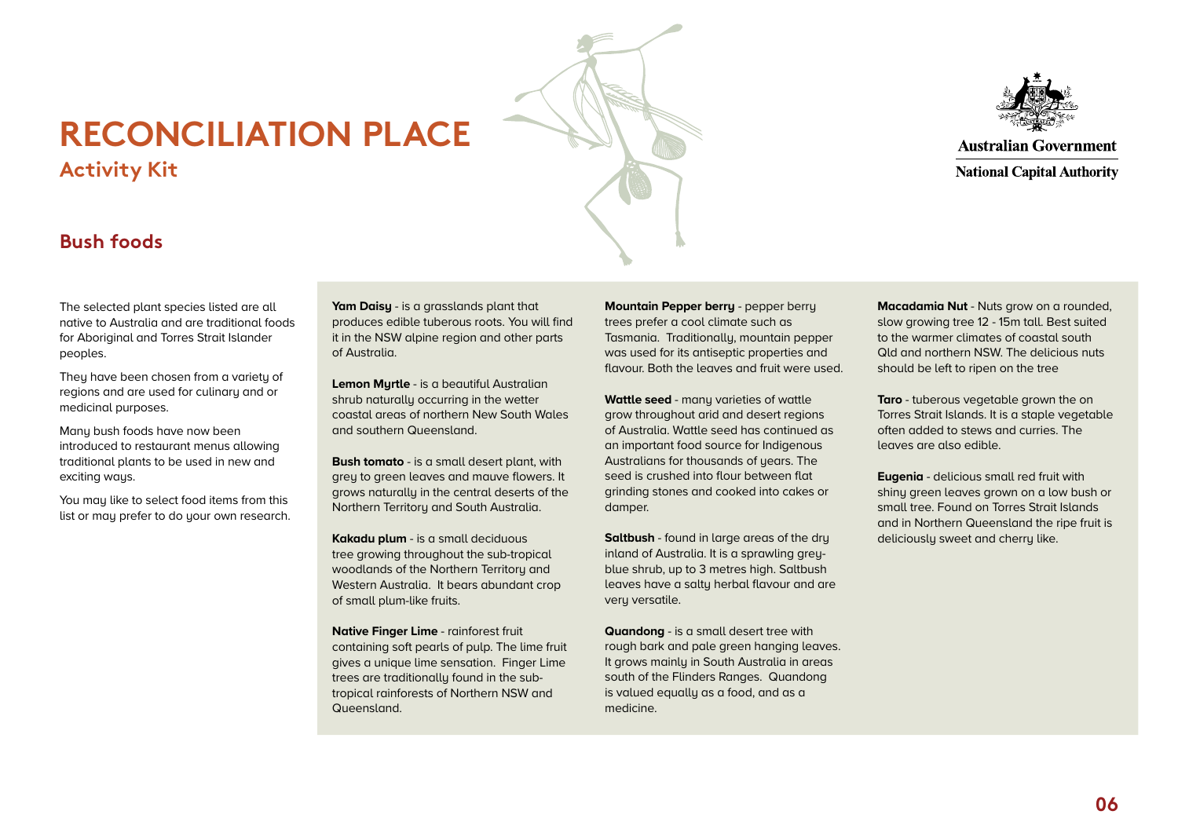# RECONCILIATION PLACE

## Activity Kit

Australian Government
National Capital Authority

### Bush foods

The selected plant species listed are all native to Australia and are traditional foods for Aboriginal and Torres Strait Islander peoples.

They have been chosen from a variety of regions and are used for culinary and or medicinal purposes.

Many bush foods have now been introduced to restaurant menus allowing traditional plants to be used in new and exciting ways.

You may like to select food items from this list or may prefer to do your own research.

**Yam Daisy** - is a grasslands plant that produces edible tuberous roots. You will find it in the NSW alpine region and other parts of Australia.

**Lemon Myrtle** - is a beautiful Australian shrub naturally occurring in the wetter coastal areas of northern New South Wales and southern Queensland.

**Bush tomato** - is a small desert plant, with grey to green leaves and mauve flowers. It grows naturally in the central deserts of the Northern Territory and South Australia.

**Kakadu plum** - is a small deciduous tree growing throughout the sub-tropical woodlands of the Northern Territory and Western Australia. It bears abundant crop of small plum-like fruits.

**Native Finger Lime** - rainforest fruit containing soft pearls of pulp. The lime fruit gives a unique lime sensation. Finger Lime trees are traditionally found in the sub-tropical rainforests of Northern NSW and Queensland.

**Mountain Pepper berry** - pepper berry trees prefer a cool climate such as Tasmania. Traditionally, mountain pepper was used for its antiseptic properties and flavour. Both the leaves and fruit were used.

**Wattle seed** - many varieties of wattle grow throughout arid and desert regions of Australia. Wattle seed has continued as an important food source for Indigenous Australians for thousands of years. The seed is crushed into flour between flat grinding stones and cooked into cakes or damper.

**Saltbush** - found in large areas of the dry inland of Australia. It is a sprawling grey-blue shrub, up to 3 metres high. Saltbush leaves have a salty herbal flavour and are very versatile.

**Quandong** - is a small desert tree with rough bark and pale green hanging leaves. It grows mainly in South Australia in areas south of the Flinders Ranges. Quandong is valued equally as a food, and as a medicine.

**Macadamia Nut** - Nuts grow on a rounded, slow growing tree 12 - 15m tall. Best suited to the warmer climates of coastal south Qld and northern NSW. The delicious nuts should be left to ripen on the tree

**Taro** - tuberous vegetable grown the on Torres Strait Islands. It is a staple vegetable often added to stews and curries. The leaves are also edible.

**Eugenia** - delicious small red fruit with shiny green leaves grown on a low bush or small tree. Found on Torres Strait Islands and in Northern Queensland the ripe fruit is deliciously sweet and cherry like.